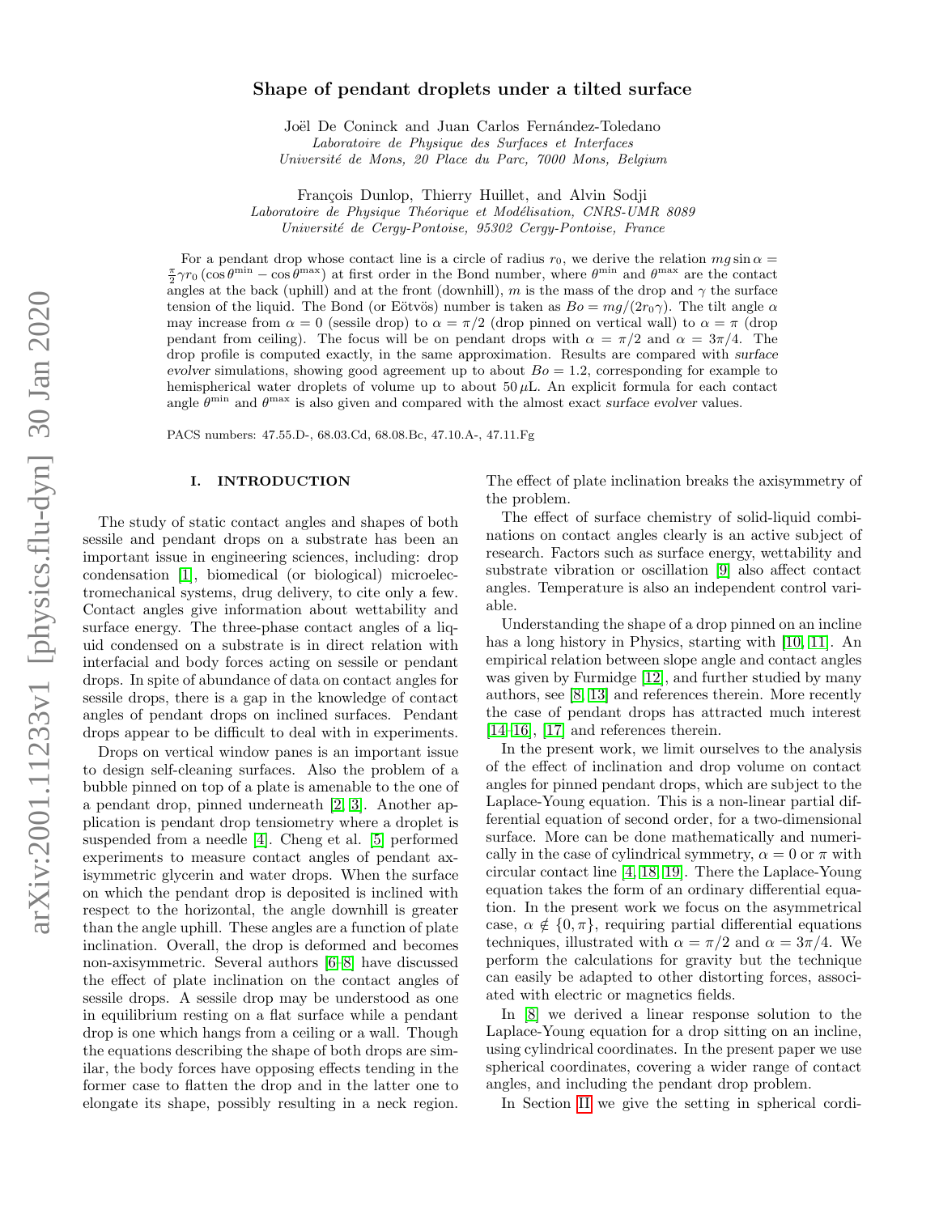# Shape of pendant droplets under a tilted surface

Joël De Coninck and Juan Carlos Fernández-Toledano
*Laboratoire de Physique des Surfaces et Interfaces*
*Université de Mons, 20 Place du Parc, 7000 Mons, Belgium*

François Dunlop, Thierry Huillet, and Alvin Sodji
*Laboratoire de Physique Théorique et Modélisation, CNRS-UMR 8089*
*Université de Cergy-Pontoise, 95302 Cergy-Pontoise, France*

For a pendant drop whose contact line is a circle of radius $r_0$, we derive the relation $mg\sin\alpha = \frac{\pi}{2}\gamma r_0 \left(\cos\theta^{\min} - \cos\theta^{\max}\right)$ at first order in the Bond number, where $\theta^{\min}$ and $\theta^{\max}$ are the contact angles at the back (uphill) and at the front (downhill), $m$ is the mass of the drop and $\gamma$ the surface tension of the liquid. The Bond (or Eötvös) number is taken as $Bo = mg/(2r_0\gamma)$. The tilt angle $\alpha$ may increase from $\alpha = 0$ (sessile drop) to $\alpha = \pi/2$ (drop pinned on vertical wall) to $\alpha = \pi$ (drop pendant from ceiling). The focus will be on pendant drops with $\alpha = \pi/2$ and $\alpha = 3\pi/4$. The drop profile is computed exactly, in the same approximation. Results are compared with *surface evolver* simulations, showing good agreement up to about $Bo = 1.2$, corresponding for example to hemispherical water droplets of volume up to about $50\,\mu$L. An explicit formula for each contact angle $\theta^{\min}$ and $\theta^{\max}$ is also given and compared with the almost exact *surface evolver* values.

PACS numbers: 47.55.D-, 68.03.Cd, 68.08.Bc, 47.10.A-, 47.11.Fg

## I. INTRODUCTION

The study of static contact angles and shapes of both sessile and pendant drops on a substrate has been an important issue in engineering sciences, including: drop condensation [1], biomedical (or biological) microelectromechanical systems, drug delivery, to cite only a few. Contact angles give information about wettability and surface energy. The three-phase contact angles of a liquid condensed on a substrate is in direct relation with interfacial and body forces acting on sessile or pendant drops. In spite of abundance of data on contact angles for sessile drops, there is a gap in the knowledge of contact angles of pendant drops on inclined surfaces. Pendant drops appear to be difficult to deal with in experiments.

Drops on vertical window panes is an important issue to design self-cleaning surfaces. Also the problem of a bubble pinned on top of a plate is amenable to the one of a pendant drop, pinned underneath [2, 3]. Another application is pendant drop tensiometry where a droplet is suspended from a needle [4]. Cheng et al. [5] performed experiments to measure contact angles of pendant axisymmetric glycerin and water drops. When the surface on which the pendant drop is deposited is inclined with respect to the horizontal, the angle downhill is greater than the angle uphill. These angles are a function of plate inclination. Overall, the drop is deformed and becomes non-axisymmetric. Several authors [6–8] have discussed the effect of plate inclination on the contact angles of sessile drops. A sessile drop may be understood as one in equilibrium resting on a flat surface while a pendant drop is one which hangs from a ceiling or a wall. Though the equations describing the shape of both drops are similar, the body forces have opposing effects tending in the former case to flatten the drop and in the latter one to elongate its shape, possibly resulting in a neck region. The effect of plate inclination breaks the axisymmetry of the problem.

The effect of surface chemistry of solid-liquid combinations on contact angles clearly is an active subject of research. Factors such as surface energy, wettability and substrate vibration or oscillation [9] also affect contact angles. Temperature is also an independent control variable.

Understanding the shape of a drop pinned on an incline has a long history in Physics, starting with [10, 11]. An empirical relation between slope angle and contact angles was given by Furmidge [12], and further studied by many authors, see [8, 13] and references therein. More recently the case of pendant drops has attracted much interest [14–16], [17] and references therein.

In the present work, we limit ourselves to the analysis of the effect of inclination and drop volume on contact angles for pinned pendant drops, which are subject to the Laplace-Young equation. This is a non-linear partial differential equation of second order, for a two-dimensional surface. More can be done mathematically and numerically in the case of cylindrical symmetry, $\alpha = 0$ or $\pi$ with circular contact line [4, 18, 19]. There the Laplace-Young equation takes the form of an ordinary differential equation. In the present work we focus on the asymmetrical case, $\alpha \notin \{0, \pi\}$, requiring partial differential equations techniques, illustrated with $\alpha = \pi/2$ and $\alpha = 3\pi/4$. We perform the calculations for gravity but the technique can easily be adapted to other distorting forces, associated with electric or magnetics fields.

In [8] we derived a linear response solution to the Laplace-Young equation for a drop sitting on an incline, using cylindrical coordinates. In the present paper we use spherical coordinates, covering a wider range of contact angles, and including the pendant drop problem.

In Section II we give the setting in spherical cordi-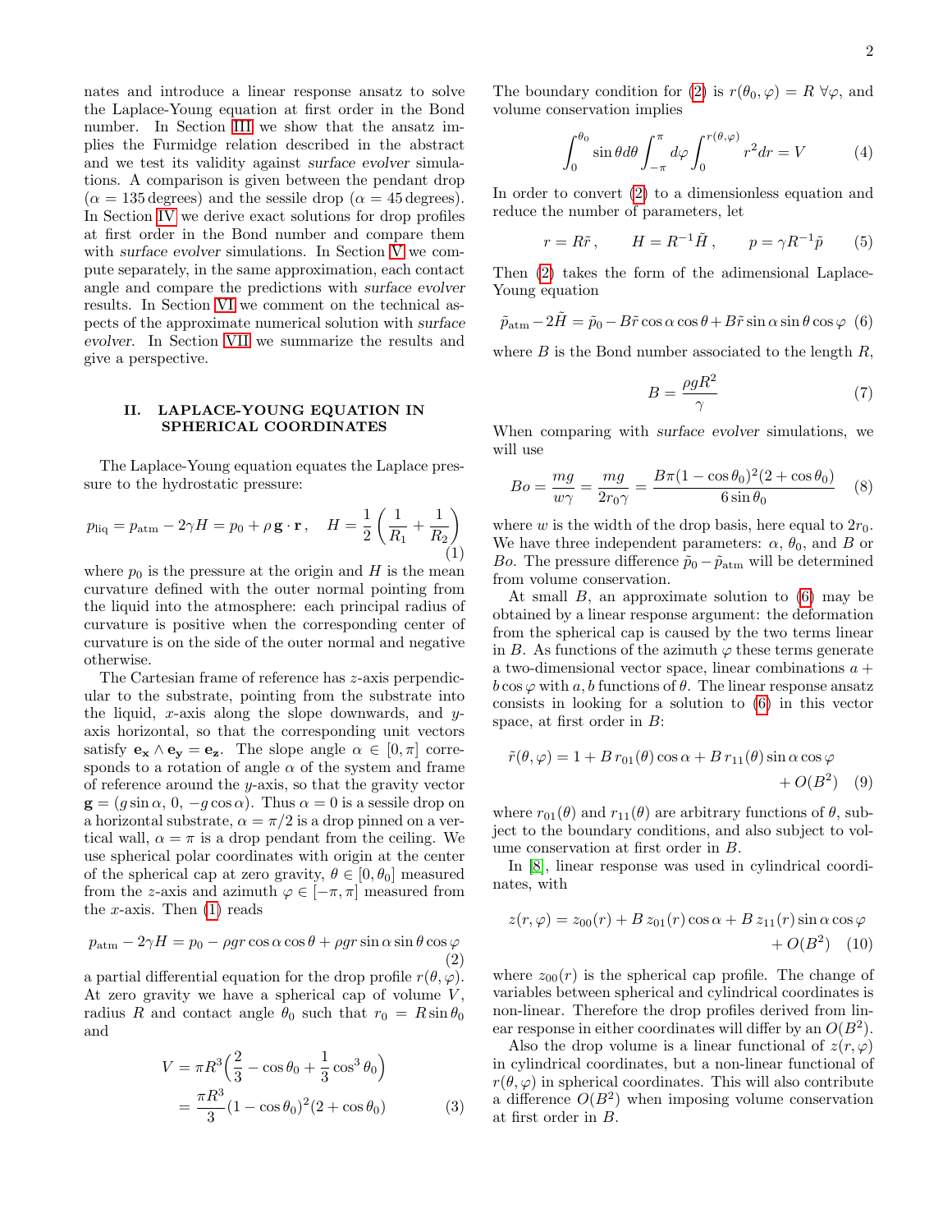nates and introduce a linear response ansatz to solve the Laplace-Young equation at first order in the Bond number. In Section III we show that the ansatz implies the Furmidge relation described in the abstract and we test its validity against *surface evolver* simulations. A comparison is given between the pendant drop ($\alpha = 135$ degrees) and the sessile drop ($\alpha = 45$ degrees). In Section IV we derive exact solutions for drop profiles at first order in the Bond number and compare them with *surface evolver* simulations. In Section V we compute separately, in the same approximation, each contact angle and compare the predictions with *surface evolver* results. In Section VI we comment on the technical aspects of the approximate numerical solution with *surface evolver*. In Section VII we summarize the results and give a perspective.

## II. LAPLACE-YOUNG EQUATION IN SPHERICAL COORDINATES

The Laplace-Young equation equates the Laplace pressure to the hydrostatic pressure:

$$p_{\rm liq} = p_{\rm atm} - 2\gamma H = p_0 + \rho\, \mathbf{g}\cdot\mathbf{r}\,, \quad H = \frac{1}{2}\left(\frac{1}{R_1} + \frac{1}{R_2}\right) \tag{1}$$

where $p_0$ is the pressure at the origin and $H$ is the mean curvature defined with the outer normal pointing from the liquid into the atmosphere: each principal radius of curvature is positive when the corresponding center of curvature is on the side of the outer normal and negative otherwise.

The Cartesian frame of reference has $z$-axis perpendicular to the substrate, pointing from the substrate into the liquid, $x$-axis along the slope downwards, and $y$-axis horizontal, so that the corresponding unit vectors satisfy $\mathbf{e_x}\wedge\mathbf{e_y} = \mathbf{e_z}$. The slope angle $\alpha \in [0, \pi]$ corresponds to a rotation of angle $\alpha$ of the system and frame of reference around the $y$-axis, so that the gravity vector $\mathbf{g} = (g\sin\alpha,\, 0,\, -g\cos\alpha)$. Thus $\alpha = 0$ is a sessile drop on a horizontal substrate, $\alpha = \pi/2$ is a drop pinned on a vertical wall, $\alpha = \pi$ is a drop pendant from the ceiling. We use spherical polar coordinates with origin at the center of the spherical cap at zero gravity, $\theta \in [0, \theta_0]$ measured from the $z$-axis and azimuth $\varphi \in [-\pi, \pi]$ measured from the $x$-axis. Then (1) reads

$$p_{\rm atm} - 2\gamma H = p_0 - \rho g r\cos\alpha\cos\theta + \rho g r \sin\alpha\sin\theta\cos\varphi \tag{2}$$

a partial differential equation for the drop profile $r(\theta, \varphi)$. At zero gravity we have a spherical cap of volume $V$, radius $R$ and contact angle $\theta_0$ such that $r_0 = R\sin\theta_0$ and

$$\begin{aligned} V &= \pi R^3\Big(\frac{2}{3} - \cos\theta_0 + \frac{1}{3}\cos^3\theta_0\Big) \\ &= \frac{\pi R^3}{3}(1-\cos\theta_0)^2(2+\cos\theta_0) \end{aligned} \tag{3}$$

The boundary condition for (2) is $r(\theta_0, \varphi) = R\ \forall\varphi$, and volume conservation implies

$$\int_0^{\theta_0}\sin\theta d\theta\int_{-\pi}^{\pi}d\varphi\int_0^{r(\theta,\varphi)} r^2 dr = V \tag{4}$$

In order to convert (2) to a dimensionless equation and reduce the number of parameters, let

$$r = R\tilde{r}\,, \qquad H = R^{-1}\tilde{H}\,, \qquad p = \gamma R^{-1}\tilde{p} \tag{5}$$

Then (2) takes the form of the adimensional Laplace-Young equation

$$\tilde{p}_{\rm atm} - 2\tilde{H} = \tilde{p}_0 - B\tilde{r}\cos\alpha\cos\theta + B\tilde{r}\sin\alpha\sin\theta\cos\varphi \tag{6}$$

where $B$ is the Bond number associated to the length $R$,

$$B = \frac{\rho g R^2}{\gamma} \tag{7}$$

When comparing with *surface evolver* simulations, we will use

$$Bo = \frac{mg}{w\gamma} = \frac{mg}{2r_0\gamma} = \frac{B\pi(1-\cos\theta_0)^2(2+\cos\theta_0)}{6\sin\theta_0} \tag{8}$$

where $w$ is the width of the drop basis, here equal to $2r_0$. We have three independent parameters: $\alpha$, $\theta_0$, and $B$ or $Bo$. The pressure difference $\tilde{p}_0 - \tilde{p}_{\rm atm}$ will be determined from volume conservation.

At small $B$, an approximate solution to (6) may be obtained by a linear response argument: the deformation from the spherical cap is caused by the two terms linear in $B$. As functions of the azimuth $\varphi$ these terms generate a two-dimensional vector space, linear combinations $a + b\cos\varphi$ with $a, b$ functions of $\theta$. The linear response ansatz consists in looking for a solution to (6) in this vector space, at first order in $B$:

$$\tilde{r}(\theta, \varphi) = 1 + B\, r_{01}(\theta)\cos\alpha + B\, r_{11}(\theta)\sin\alpha\cos\varphi + O(B^2) \tag{9}$$

where $r_{01}(\theta)$ and $r_{11}(\theta)$ are arbitrary functions of $\theta$, subject to the boundary conditions, and also subject to volume conservation at first order in $B$.

In [8], linear response was used in cylindrical coordinates, with

$$z(r, \varphi) = z_{00}(r) + B\, z_{01}(r)\cos\alpha + B\, z_{11}(r)\sin\alpha\cos\varphi + O(B^2) \tag{10}$$

where $z_{00}(r)$ is the spherical cap profile. The change of variables between spherical and cylindrical coordinates is non-linear. Therefore the drop profiles derived from linear response in either coordinates will differ by an $O(B^2)$.

Also the drop volume is a linear functional of $z(r, \varphi)$ in cylindrical coordinates, but a non-linear functional of $r(\theta, \varphi)$ in spherical coordinates. This will also contribute a difference $O(B^2)$ when imposing volume conservation at first order in $B$.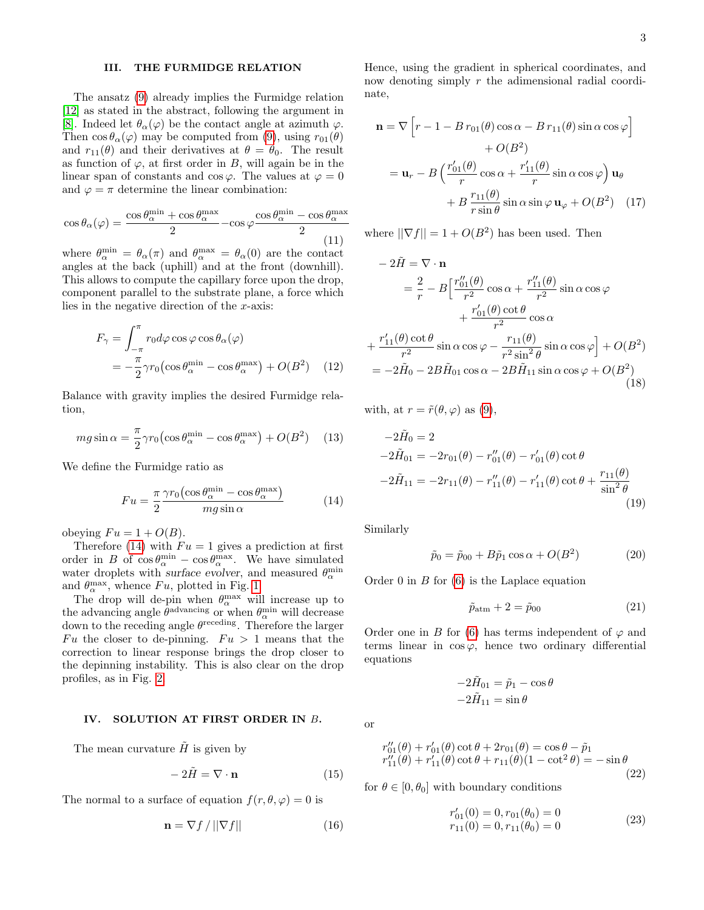## III. THE FURMIDGE RELATION

The ansatz (9) already implies the Furmidge relation [12] as stated in the abstract, following the argument in [8]. Indeed let $\theta_\alpha(\varphi)$ be the contact angle at azimuth $\varphi$. Then $\cos\theta_\alpha(\varphi)$ may be computed from (9), using $r_{01}(\theta)$ and $r_{11}(\theta)$ and their derivatives at $\theta = \theta_0$. The result as function of $\varphi$, at first order in $B$, will again be in the linear span of constants and $\cos\varphi$. The values at $\varphi = 0$ and $\varphi = \pi$ determine the linear combination:

$$\cos\theta_\alpha(\varphi) = \frac{\cos\theta_\alpha^{\min} + \cos\theta_\alpha^{\max}}{2} - \cos\varphi \frac{\cos\theta_\alpha^{\min} - \cos\theta_\alpha^{\max}}{2} \tag{11}$$

where $\theta_\alpha^{\min} = \theta_\alpha(\pi)$ and $\theta_\alpha^{\max} = \theta_\alpha(0)$ are the contact angles at the back (uphill) and at the front (downhill). This allows to compute the capillary force upon the drop, component parallel to the substrate plane, a force which lies in the negative direction of the $x$-axis:

$$\begin{aligned} F_\gamma &= \int_{-\pi}^{\pi} r_0 d\varphi \cos\varphi \cos\theta_\alpha(\varphi) \\ &= -\frac{\pi}{2}\gamma r_0 \big(\cos\theta_\alpha^{\min} - \cos\theta_\alpha^{\max}\big) + O(B^2) \end{aligned} \tag{12}$$

Balance with gravity implies the desired Furmidge relation,

$$mg\sin\alpha = \frac{\pi}{2}\gamma r_0 \big(\cos\theta_\alpha^{\min} - \cos\theta_\alpha^{\max}\big) + O(B^2) \tag{13}$$

We define the Furmidge ratio as

$$Fu = \frac{\pi}{2}\frac{\gamma r_0 \big(\cos\theta_\alpha^{\min} - \cos\theta_\alpha^{\max}\big)}{mg\sin\alpha} \tag{14}$$

obeying $Fu = 1 + O(B)$.

Therefore (14) with $Fu = 1$ gives a prediction at first order in $B$ of $\cos\theta_\alpha^{\min} - \cos\theta_\alpha^{\max}$. We have simulated water droplets with *surface evolver*, and measured $\theta_\alpha^{\min}$ and $\theta_\alpha^{\max}$, whence $Fu$, plotted in Fig. 1.

The drop will de-pin when $\theta_\alpha^{\max}$ will increase up to the advancing angle $\theta^{\text{advancing}}$ or when $\theta_\alpha^{\min}$ will decrease down to the receding angle $\theta^{\text{receding}}$. Therefore the larger $Fu$ the closer to de-pinning. $Fu > 1$ means that the correction to linear response brings the drop closer to the depinning instability. This is also clear on the drop profiles, as in Fig. 2.

## IV. SOLUTION AT FIRST ORDER IN $B$.

The mean curvature $\tilde{H}$ is given by

$$-2\tilde{H} = \nabla\cdot\mathbf{n} \tag{15}$$

The normal to a surface of equation $f(r,\theta,\varphi) = 0$ is

$$\mathbf{n} = \nabla f \,/\, ||\nabla f|| \tag{16}$$

Hence, using the gradient in spherical coordinates, and now denoting simply $r$ the adimensional radial coordinate,

$$\begin{aligned} \mathbf{n} &= \nabla\Big[r - 1 - B\, r_{01}(\theta)\cos\alpha - B\, r_{11}(\theta)\sin\alpha\cos\varphi\Big] \\ &\qquad + O(B^2) \\ &= \mathbf{u}_r - B\left(\frac{r_{01}'(\theta)}{r}\cos\alpha + \frac{r_{11}'(\theta)}{r}\sin\alpha\cos\varphi\right)\mathbf{u}_\theta \\ &\qquad + B\,\frac{r_{11}(\theta)}{r\sin\theta}\sin\alpha\sin\varphi\,\mathbf{u}_\varphi + O(B^2) \end{aligned} \tag{17}$$

where $||\nabla f|| = 1 + O(B^2)$ has been used. Then

$$\begin{aligned} -2\tilde{H} &= \nabla\cdot\mathbf{n} \\ &= \frac{2}{r} - B\Big[\frac{r_{01}''(\theta)}{r^2}\cos\alpha + \frac{r_{11}''(\theta)}{r^2}\sin\alpha\cos\varphi \\ &\qquad + \frac{r_{01}'(\theta)\cot\theta}{r^2}\cos\alpha \\ &\quad + \frac{r_{11}'(\theta)\cot\theta}{r^2}\sin\alpha\cos\varphi - \frac{r_{11}(\theta)}{r^2\sin^2\theta}\sin\alpha\cos\varphi\Big] + O(B^2) \\ &= -2\tilde{H}_0 - 2B\tilde{H}_{01}\cos\alpha - 2B\tilde{H}_{11}\sin\alpha\cos\varphi + O(B^2) \end{aligned} \tag{18}$$

with, at $r = \tilde{r}(\theta,\varphi)$ as (9),

$$\begin{aligned} -2\tilde{H}_0 &= 2 \\ -2\tilde{H}_{01} &= -2r_{01}(\theta) - r_{01}''(\theta) - r_{01}'(\theta)\cot\theta \\ -2\tilde{H}_{11} &= -2r_{11}(\theta) - r_{11}''(\theta) - r_{11}'(\theta)\cot\theta + \frac{r_{11}(\theta)}{\sin^2\theta} \end{aligned} \tag{19}$$

Similarly

$$\tilde{p}_0 = \tilde{p}_{00} + B\tilde{p}_1\cos\alpha + O(B^2) \tag{20}$$

Order 0 in $B$ for (6) is the Laplace equation

$$\tilde{p}_{\text{atm}} + 2 = \tilde{p}_{00} \tag{21}$$

Order one in $B$ for (6) has terms independent of $\varphi$ and terms linear in $\cos\varphi$, hence two ordinary differential equations

$$\begin{aligned} -2\tilde{H}_{01} &= \tilde{p}_1 - \cos\theta \\ -2\tilde{H}_{11} &= \sin\theta \end{aligned}$$

or

$$\begin{aligned} r_{01}''(\theta) + r_{01}'(\theta)\cot\theta + 2r_{01}(\theta) &= \cos\theta - \tilde{p}_1 \\ r_{11}''(\theta) + r_{11}'(\theta)\cot\theta + r_{11}(\theta)(1 - \cot^2\theta) &= -\sin\theta \end{aligned} \tag{22}$$

for $\theta \in [0, \theta_0]$ with boundary conditions

$$\begin{aligned} r_{01}'(0) = 0, r_{01}(\theta_0) = 0 \\ r_{11}(0) = 0, r_{11}(\theta_0) = 0 \end{aligned} \tag{23}$$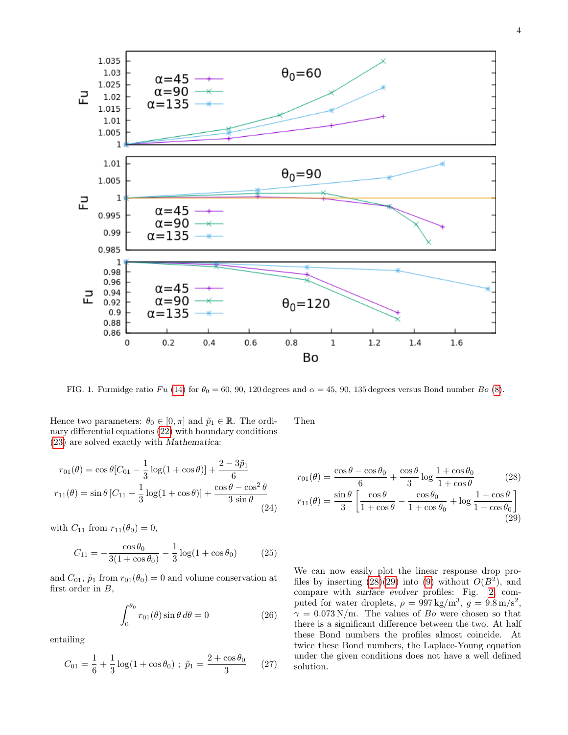FIG. 1. Furmidge ratio $Fu$ (14) for $\theta_0 = 60, 90, 120$ degrees and $\alpha = 45, 90, 135$ degrees versus Bond number $Bo$ (8).

Hence two parameters: $\theta_0 \in [0, \pi]$ and $\tilde{p}_1 \in \mathbb{R}$. The ordinary differential equations (22) with boundary conditions (23) are solved exactly with *Mathematica*:

$$r_{01}(\theta) = \cos\theta[C_{01} - \frac{1}{3}\log(1+\cos\theta)] + \frac{2-3\tilde{p}_1}{6}$$
$$r_{11}(\theta) = \sin\theta\,[C_{11} + \frac{1}{3}\log(1+\cos\theta)] + \frac{\cos\theta - \cos^2\theta}{3\sin\theta} \tag{24}$$

with $C_{11}$ from $r_{11}(\theta_0) = 0$,

$$C_{11} = -\frac{\cos\theta_0}{3(1+\cos\theta_0)} - \frac{1}{3}\log(1+\cos\theta_0) \tag{25}$$

and $C_{01}$, $\tilde{p}_1$ from $r_{01}(\theta_0) = 0$ and volume conservation at first order in $B$,

$$\int_0^{\theta_0} r_{01}(\theta)\sin\theta\, d\theta = 0 \tag{26}$$

entailing

$$C_{01} = \frac{1}{6} + \frac{1}{3}\log(1+\cos\theta_0)\ ;\ \tilde{p}_1 = \frac{2+\cos\theta_0}{3} \tag{27}$$

Then

$$r_{01}(\theta) = \frac{\cos\theta - \cos\theta_0}{6} + \frac{\cos\theta}{3}\log\frac{1+\cos\theta_0}{1+\cos\theta} \tag{28}$$

$$r_{11}(\theta) = \frac{\sin\theta}{3}\left[\frac{\cos\theta}{1+\cos\theta} - \frac{\cos\theta_0}{1+\cos\theta_0} + \log\frac{1+\cos\theta}{1+\cos\theta_0}\right] \tag{29}$$

We can now easily plot the linear response drop profiles by inserting (28)(29) into (9) without $O(B^2)$, and compare with *surface evolver* profiles: Fig. 2, computed for water droplets, $\rho = 997\,\mathrm{kg/m^3}$, $g = 9.8\,\mathrm{m/s^2}$, $\gamma = 0.073\,\mathrm{N/m}$. The values of $Bo$ were chosen so that there is a significant difference between the two. At half these Bond numbers the profiles almost coincide. At twice these Bond numbers, the Laplace-Young equation under the given conditions does not have a well defined solution.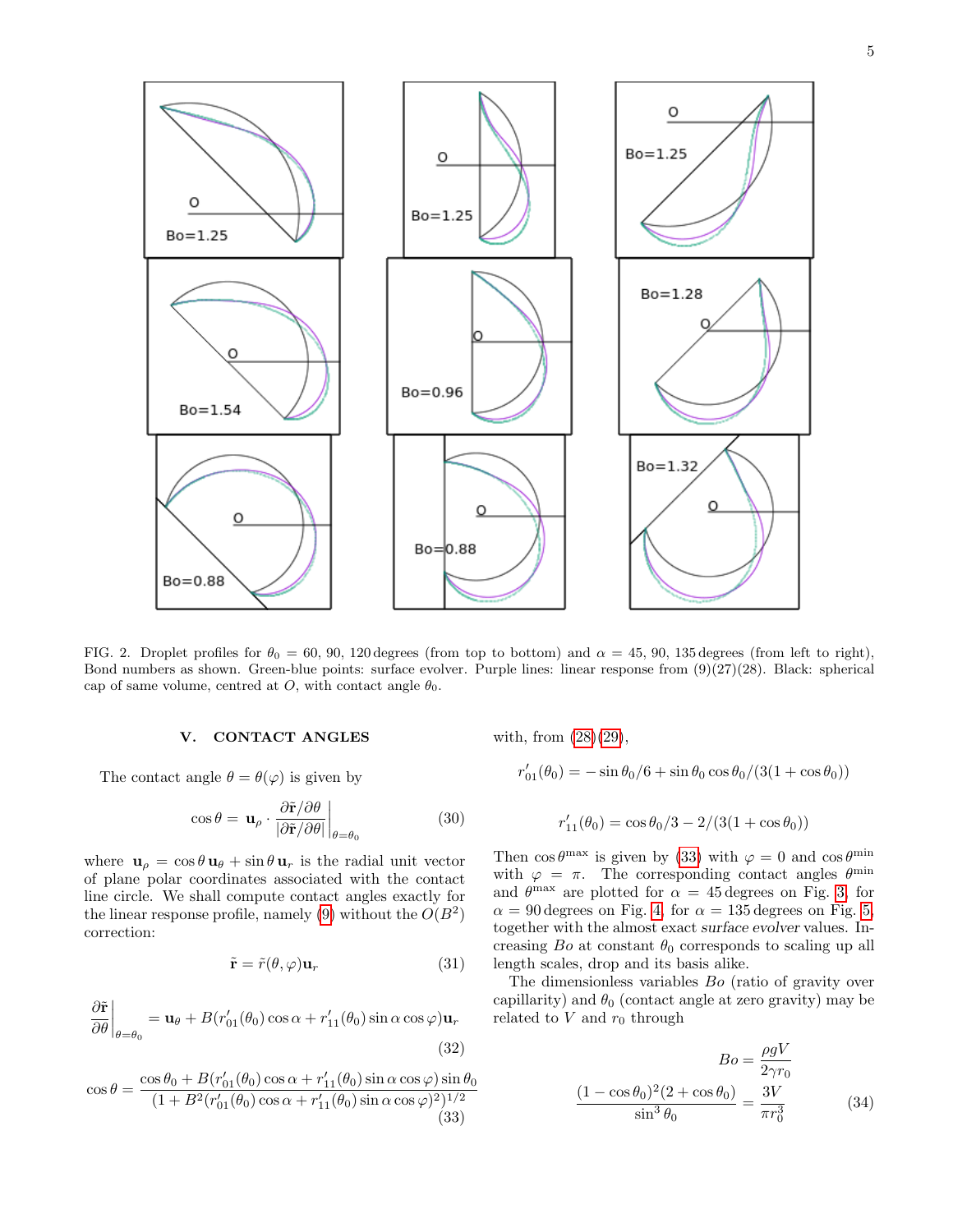FIG. 2. Droplet profiles for $\theta_0$ = 60, 90, 120 degrees (from top to bottom) and $\alpha$ = 45, 90, 135 degrees (from left to right), Bond numbers as shown. Green-blue points: surface evolver. Purple lines: linear response from (9)(27)(28). Black: spherical cap of same volume, centred at $O$, with contact angle $\theta_0$.

## V. CONTACT ANGLES

The contact angle $\theta = \theta(\varphi)$ is given by

$$\cos\theta = \mathbf{u}_\rho \cdot \left.\frac{\partial\tilde{\mathbf{r}}/\partial\theta}{|\partial\tilde{\mathbf{r}}/\partial\theta|}\right|_{\theta=\theta_0} \tag{30}$$

where $\mathbf{u}_\rho = \cos\theta\,\mathbf{u}_\theta + \sin\theta\,\mathbf{u}_r$ is the radial unit vector of plane polar coordinates associated with the contact line circle. We shall compute contact angles exactly for the linear response profile, namely (9) without the $O(B^2)$ correction:

$$\tilde{\mathbf{r}} = \tilde{r}(\theta,\varphi)\mathbf{u}_r \tag{31}$$

$$\left.\frac{\partial\tilde{\mathbf{r}}}{\partial\theta}\right|_{\theta=\theta_0} = \mathbf{u}_\theta + B(r'_{01}(\theta_0)\cos\alpha + r'_{11}(\theta_0)\sin\alpha\cos\varphi)\mathbf{u}_r \tag{32}$$

$$\cos\theta = \frac{\cos\theta_0 + B(r'_{01}(\theta_0)\cos\alpha + r'_{11}(\theta_0)\sin\alpha\cos\varphi)\sin\theta_0}{(1 + B^2(r'_{01}(\theta_0)\cos\alpha + r'_{11}(\theta_0)\sin\alpha\cos\varphi)^2)^{1/2}} \tag{33}$$

with, from (28)(29),

$$r'_{01}(\theta_0) = -\sin\theta_0/6 + \sin\theta_0\cos\theta_0/(3(1+\cos\theta_0))$$

$$r'_{11}(\theta_0) = \cos\theta_0/3 - 2/(3(1+\cos\theta_0))$$

Then $\cos\theta^{\max}$ is given by (33) with $\varphi = 0$ and $\cos\theta^{\min}$ with $\varphi = \pi$. The corresponding contact angles $\theta^{\min}$ and $\theta^{\max}$ are plotted for $\alpha = 45$ degrees on Fig. 3, for $\alpha = 90$ degrees on Fig. 4, for $\alpha = 135$ degrees on Fig. 5, together with the almost exact *surface evolver* values. Increasing $Bo$ at constant $\theta_0$ corresponds to scaling up all length scales, drop and its basis alike.

The dimensionless variables $Bo$ (ratio of gravity over capillarity) and $\theta_0$ (contact angle at zero gravity) may be related to $V$ and $r_0$ through

$$Bo = \frac{\rho g V}{2\gamma r_0}$$

$$\frac{(1-\cos\theta_0)^2(2+\cos\theta_0)}{\sin^3\theta_0} = \frac{3V}{\pi r_0^3} \tag{34}$$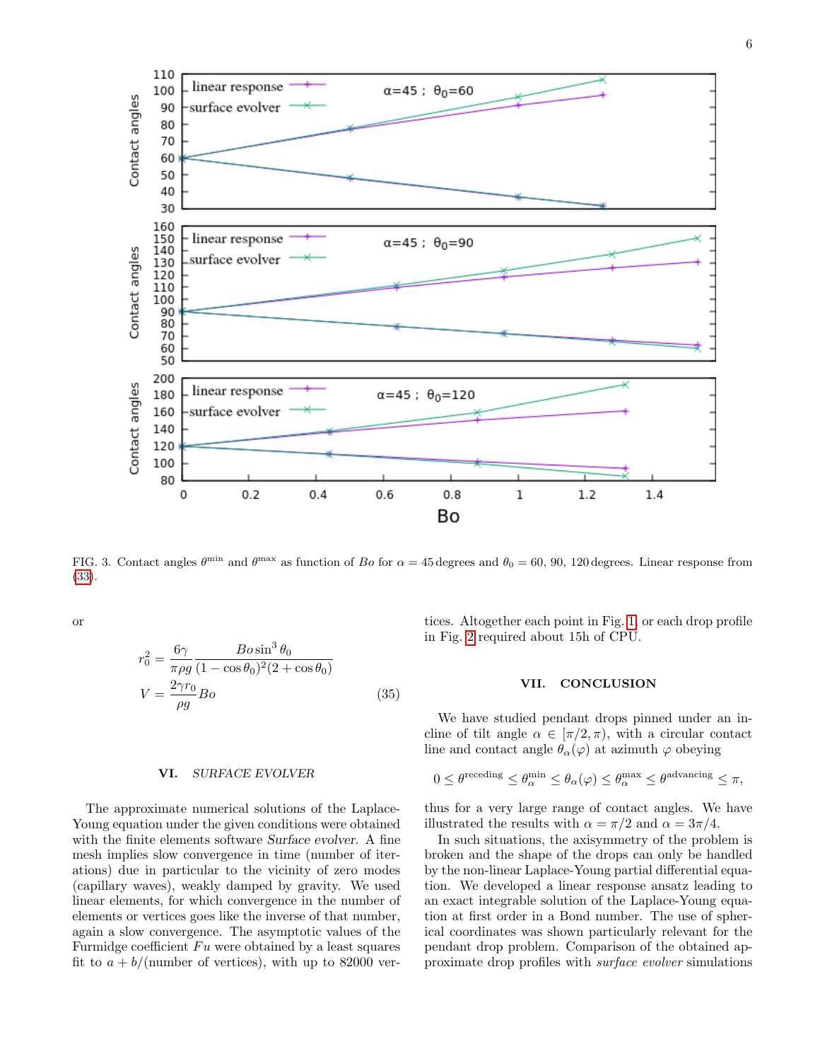FIG. 3. Contact angles $\theta^{\min}$ and $\theta^{\max}$ as function of $Bo$ for $\alpha = 45$ degrees and $\theta_0 = 60, 90, 120$ degrees. Linear response from (33).

or

$$r_0^2 = \frac{6\gamma}{\pi\rho g} \frac{Bo \sin^3\theta_0}{(1-\cos\theta_0)^2(2+\cos\theta_0)}$$
$$V = \frac{2\gamma r_0}{\rho g} Bo \tag{35}$$

### VI. *SURFACE EVOLVER*

The approximate numerical solutions of the Laplace-Young equation under the given conditions were obtained with the finite elements software *Surface evolver*. A fine mesh implies slow convergence in time (number of iterations) due in particular to the vicinity of zero modes (capillary waves), weakly damped by gravity. We used linear elements, for which convergence in the number of elements or vertices goes like the inverse of that number, again a slow convergence. The asymptotic values of the Furmidge coefficient $Fu$ were obtained by a least squares fit to $a + b/(\text{number of vertices})$, with up to 82000 vertices. Altogether each point in Fig. 1, or each drop profile in Fig. 2 required about 15h of CPU.

### VII. CONCLUSION

We have studied pendant drops pinned under an incline of tilt angle $\alpha \in [\pi/2, \pi)$, with a circular contact line and contact angle $\theta_\alpha(\varphi)$ at azimuth $\varphi$ obeying

$$0 \leq \theta^{\text{receding}} \leq \theta_\alpha^{\min} \leq \theta_\alpha(\varphi) \leq \theta_\alpha^{\max} \leq \theta^{\text{advancing}} \leq \pi,$$

thus for a very large range of contact angles. We have illustrated the results with $\alpha = \pi/2$ and $\alpha = 3\pi/4$.

In such situations, the axisymmetry of the problem is broken and the shape of the drops can only be handled by the non-linear Laplace-Young partial differential equation. We developed a linear response ansatz leading to an exact integrable solution of the Laplace-Young equation at first order in a Bond number. The use of spherical coordinates was shown particularly relevant for the pendant drop problem. Comparison of the obtained approximate drop profiles with *surface evolver* simulations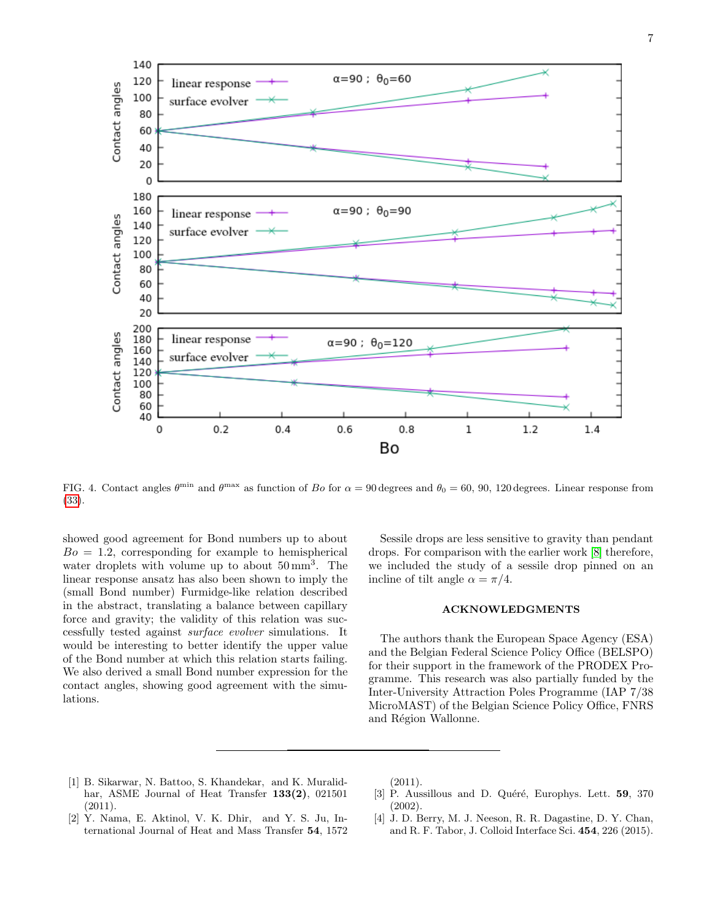FIG. 4. Contact angles $\theta^{\min}$ and $\theta^{\max}$ as function of $Bo$ for $\alpha = 90$ degrees and $\theta_0 = 60, 90, 120$ degrees. Linear response from (33).

showed good agreement for Bond numbers up to about $Bo = 1.2$, corresponding for example to hemispherical water droplets with volume up to about $50\,\mathrm{mm}^3$. The linear response ansatz has also been shown to imply the (small Bond number) Furmidge-like relation described in the abstract, translating a balance between capillary force and gravity; the validity of this relation was successfully tested against *surface evolver* simulations. It would be interesting to better identify the upper value of the Bond number at which this relation starts failing. We also derived a small Bond number expression for the contact angles, showing good agreement with the simulations.

Sessile drops are less sensitive to gravity than pendant drops. For comparison with the earlier work [8] therefore, we included the study of a sessile drop pinned on an incline of tilt angle $\alpha = \pi/4$.

## ACKNOWLEDGMENTS

The authors thank the European Space Agency (ESA) and the Belgian Federal Science Policy Office (BELSPO) for their support in the framework of the PRODEX Programme. This research was also partially funded by the Inter-University Attraction Poles Programme (IAP 7/38 MicroMAST) of the Belgian Science Policy Office, FNRS and Région Wallonne.

---

[1] B. Sikarwar, N. Battoo, S. Khandekar, and K. Muralidhar, ASME Journal of Heat Transfer **133(2)**, 021501 (2011).

[2] Y. Nama, E. Aktinol, V. K. Dhir, and Y. S. Ju, International Journal of Heat and Mass Transfer **54**, 1572 (2011).

[3] P. Aussillous and D. Quéré, Europhys. Lett. **59**, 370 (2002).

[4] J. D. Berry, M. J. Neeson, R. R. Dagastine, D. Y. Chan, and R. F. Tabor, J. Colloid Interface Sci. **454**, 226 (2015).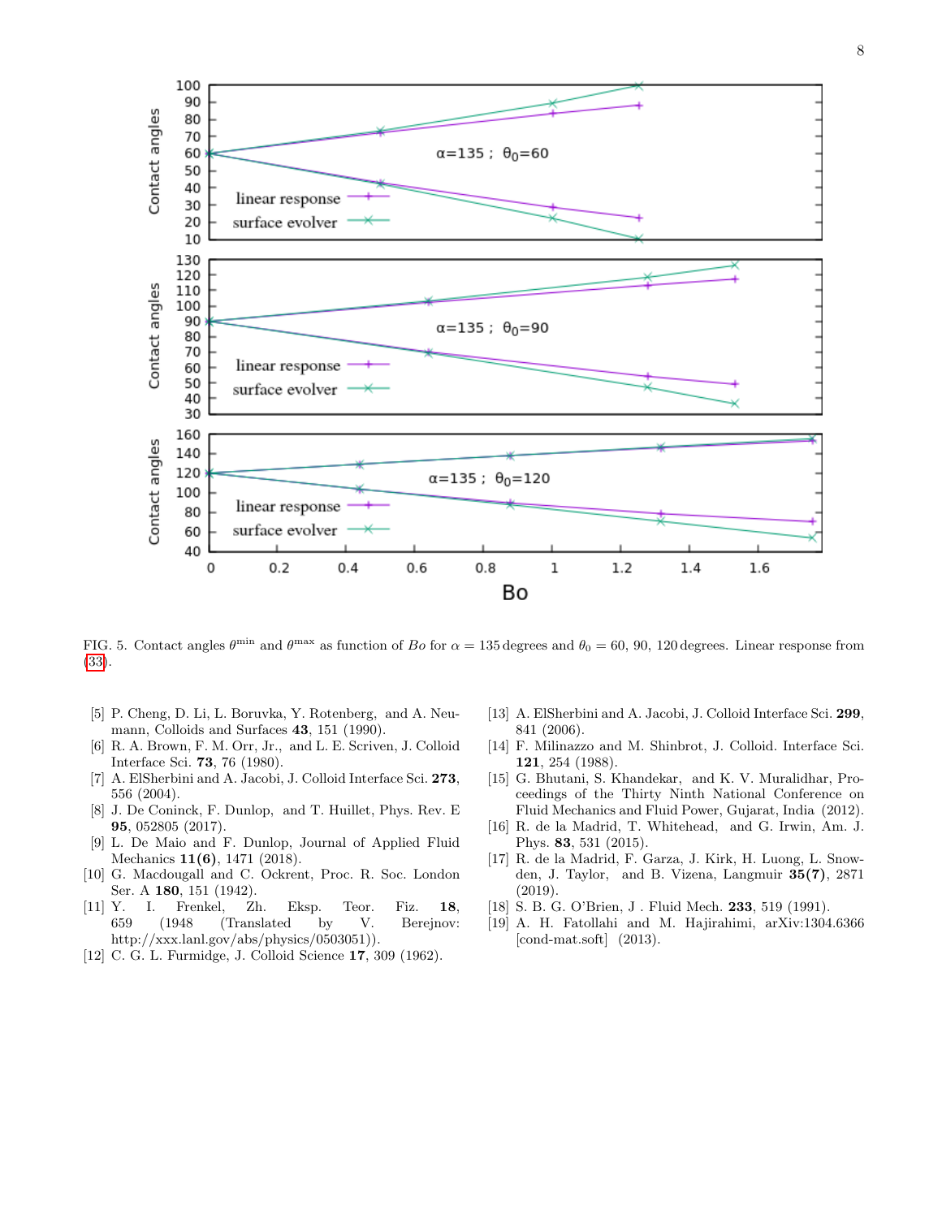Contact angles

100
90
80
70
60
50
40
30
20
10

α=135 ; $\theta_0$=60

linear response
surface evolver

Contact angles

130
120
110
100
90
80
70
60
50
40
30

α=135 ; $\theta_0$=90

linear response
surface evolver

Contact angles

160
140
120
100
80
60
40

α=135 ; $\theta_0$=120

linear response
surface evolver

0 0.2 0.4 0.6 0.8 1 1.2 1.4 1.6

Bo

FIG. 5. Contact angles $\theta^{\min}$ and $\theta^{\max}$ as function of $Bo$ for $\alpha = 135$ degrees and $\theta_0 = 60, 90, 120$ degrees. Linear response from (33).

[5] P. Cheng, D. Li, L. Boruvka, Y. Rotenberg, and A. Neumann, Colloids and Surfaces **43**, 151 (1990).

[6] R. A. Brown, F. M. Orr, Jr., and L. E. Scriven, J. Colloid Interface Sci. **73**, 76 (1980).

[7] A. ElSherbini and A. Jacobi, J. Colloid Interface Sci. **273**, 556 (2004).

[8] J. De Coninck, F. Dunlop, and T. Huillet, Phys. Rev. E **95**, 052805 (2017).

[9] L. De Maio and F. Dunlop, Journal of Applied Fluid Mechanics **11(6)**, 1471 (2018).

[10] G. Macdougall and C. Ockrent, Proc. R. Soc. London Ser. A **180**, 151 (1942).

[11] Y. I. Frenkel, Zh. Eksp. Teor. Fiz. **18**, 659 (1948 (Translated by V. Berejnov: http://xxx.lanl.gov/abs/physics/0503051)).

[12] C. G. L. Furmidge, J. Colloid Science **17**, 309 (1962).

[13] A. ElSherbini and A. Jacobi, J. Colloid Interface Sci. **299**, 841 (2006).

[14] F. Milinazzo and M. Shinbrot, J. Colloid. Interface Sci. **121**, 254 (1988).

[15] G. Bhutani, S. Khandekar, and K. V. Muralidhar, Proceedings of the Thirty Ninth National Conference on Fluid Mechanics and Fluid Power, Gujarat, India (2012).

[16] R. de la Madrid, T. Whitehead, and G. Irwin, Am. J. Phys. **83**, 531 (2015).

[17] R. de la Madrid, F. Garza, J. Kirk, H. Luong, L. Snowden, J. Taylor, and B. Vizena, Langmuir **35(7)**, 2871 (2019).

[18] S. B. G. O'Brien, J . Fluid Mech. **233**, 519 (1991).

[19] A. H. Fatollahi and M. Hajirahimi, arXiv:1304.6366 [cond-mat.soft] (2013).